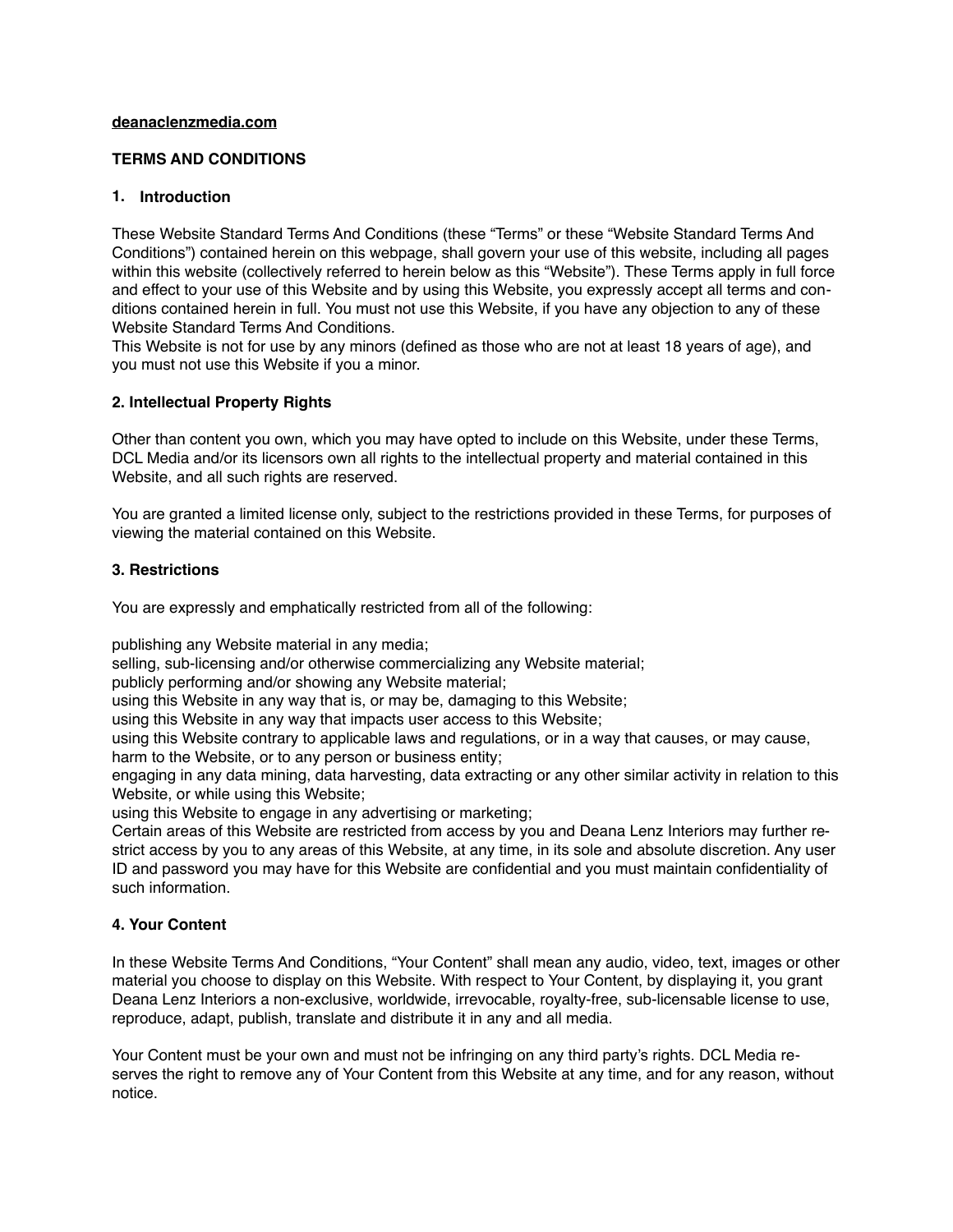**deanaclenzmedia.com**

**TERMS AND CONDITIONS**

## 1. Introduction

These Website Standard Terms And Conditions (these "Terms" or these "Website Standard Terms And Conditions") contained herein on this webpage, shall govern your use of this website, including all pages within this website (collectively referred to herein below as this "Website"). These Terms apply in full force and effect to your use of this Website and by using this Website, you expressly accept all terms and conditions contained herein in full. You must not use this Website, if you have any objection to any of these Website Standard Terms And Conditions.
This Website is not for use by any minors (defined as those who are not at least 18 years of age), and you must not use this Website if you a minor.

## 2. Intellectual Property Rights

Other than content you own, which you may have opted to include on this Website, under these Terms, DCL Media and/or its licensors own all rights to the intellectual property and material contained in this Website, and all such rights are reserved.

You are granted a limited license only, subject to the restrictions provided in these Terms, for purposes of viewing the material contained on this Website.

## 3. Restrictions

You are expressly and emphatically restricted from all of the following:

publishing any Website material in any media;
selling, sub-licensing and/or otherwise commercializing any Website material;
publicly performing and/or showing any Website material;
using this Website in any way that is, or may be, damaging to this Website;
using this Website in any way that impacts user access to this Website;
using this Website contrary to applicable laws and regulations, or in a way that causes, or may cause, harm to the Website, or to any person or business entity;
engaging in any data mining, data harvesting, data extracting or any other similar activity in relation to this Website, or while using this Website;
using this Website to engage in any advertising or marketing;
Certain areas of this Website are restricted from access by you and Deana Lenz Interiors may further restrict access by you to any areas of this Website, at any time, in its sole and absolute discretion. Any user ID and password you may have for this Website are confidential and you must maintain confidentiality of such information.

## 4. Your Content

In these Website Terms And Conditions, "Your Content" shall mean any audio, video, text, images or other material you choose to display on this Website. With respect to Your Content, by displaying it, you grant Deana Lenz Interiors a non-exclusive, worldwide, irrevocable, royalty-free, sub-licensable license to use, reproduce, adapt, publish, translate and distribute it in any and all media.

Your Content must be your own and must not be infringing on any third party's rights. DCL Media reserves the right to remove any of Your Content from this Website at any time, and for any reason, without notice.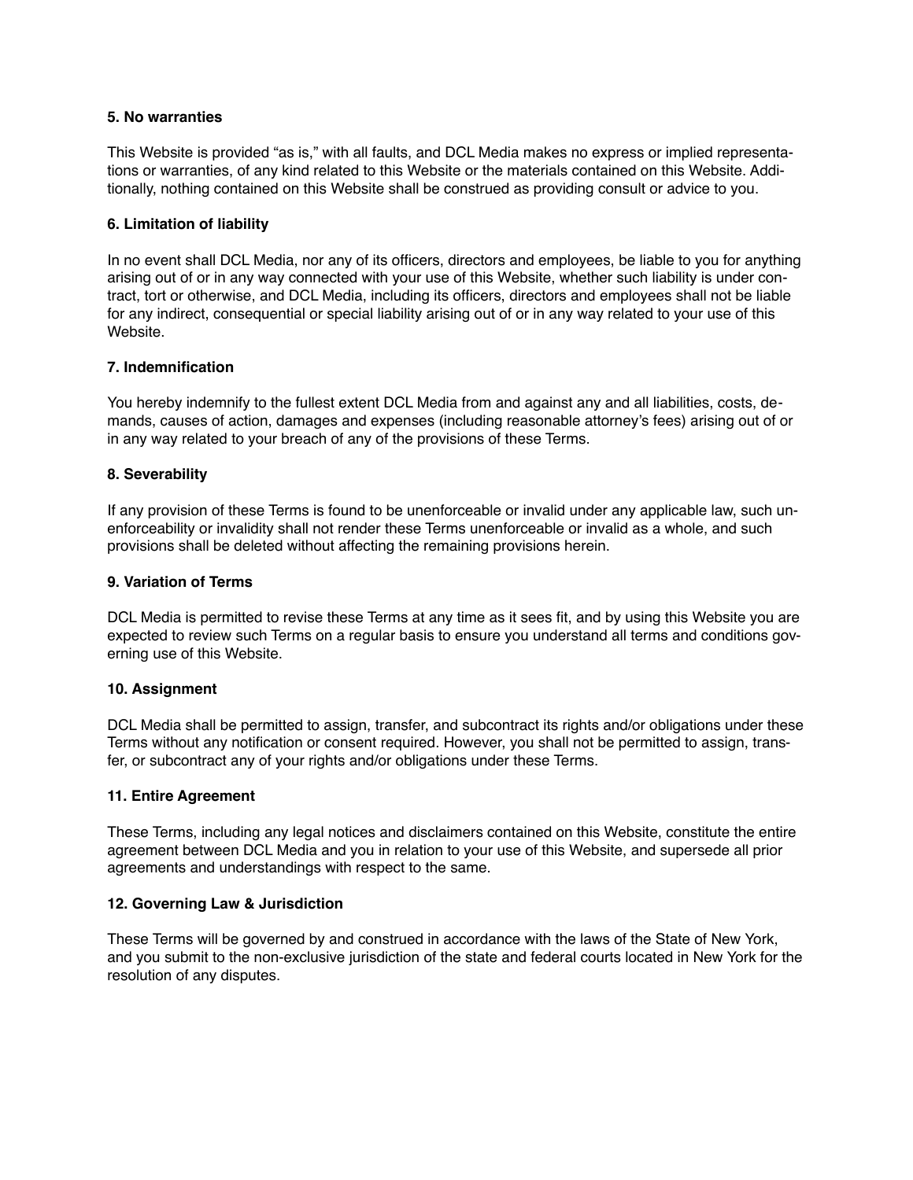**5. No warranties**

This Website is provided "as is," with all faults, and DCL Media makes no express or implied representations or warranties, of any kind related to this Website or the materials contained on this Website. Additionally, nothing contained on this Website shall be construed as providing consult or advice to you.

**6. Limitation of liability**

In no event shall DCL Media, nor any of its officers, directors and employees, be liable to you for anything arising out of or in any way connected with your use of this Website, whether such liability is under contract, tort or otherwise, and DCL Media, including its officers, directors and employees shall not be liable for any indirect, consequential or special liability arising out of or in any way related to your use of this Website.

**7. Indemnification**

You hereby indemnify to the fullest extent DCL Media from and against any and all liabilities, costs, demands, causes of action, damages and expenses (including reasonable attorney's fees) arising out of or in any way related to your breach of any of the provisions of these Terms.

**8. Severability**

If any provision of these Terms is found to be unenforceable or invalid under any applicable law, such unenforceability or invalidity shall not render these Terms unenforceable or invalid as a whole, and such provisions shall be deleted without affecting the remaining provisions herein.

**9. Variation of Terms**

DCL Media is permitted to revise these Terms at any time as it sees fit, and by using this Website you are expected to review such Terms on a regular basis to ensure you understand all terms and conditions governing use of this Website.

**10. Assignment**

DCL Media shall be permitted to assign, transfer, and subcontract its rights and/or obligations under these Terms without any notification or consent required. However, you shall not be permitted to assign, transfer, or subcontract any of your rights and/or obligations under these Terms.

**11. Entire Agreement**

These Terms, including any legal notices and disclaimers contained on this Website, constitute the entire agreement between DCL Media and you in relation to your use of this Website, and supersede all prior agreements and understandings with respect to the same.

**12. Governing Law & Jurisdiction**

These Terms will be governed by and construed in accordance with the laws of the State of New York, and you submit to the non-exclusive jurisdiction of the state and federal courts located in New York for the resolution of any disputes.